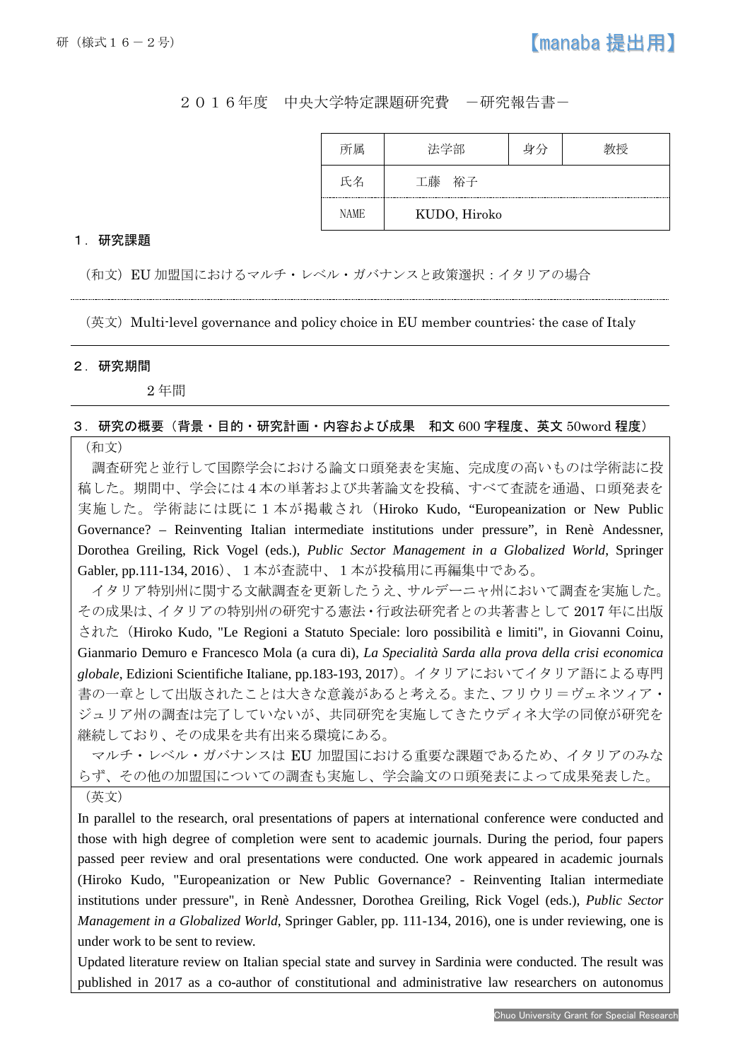研（様式１６－２号）

【manaba 提出用】

２０１６年度　中央大学特定課題研究費　－研究報告書－

| 所属 | 法学部 | 身分 | 教授 |
|---|---|---|---|
| 氏名 | 工藤　裕子 | | |
| NAME | KUDO, Hiroko | | |

## １．研究課題

（和文）EU 加盟国におけるマルチ・レベル・ガバナンスと政策選択：イタリアの場合

（英文）Multi-level governance and policy choice in EU member countries: the case of Italy

## ２．研究期間

２年間

## ３．研究の概要（背景・目的・研究計画・内容および成果　和文 600 字程度、英文 50word 程度）

（和文）

調査研究と並行して国際学会における論文口頭発表を実施、完成度の高いものは学術誌に投稿した。期間中、学会には４本の単著および共著論文を投稿、すべて査読を通過、口頭発表を実施した。学術誌には既に１本が掲載され（Hiroko Kudo, "Europeanization or New Public Governance? – Reinventing Italian intermediate institutions under pressure", in Renè Andessner, Dorothea Greiling, Rick Vogel (eds.), *Public Sector Management in a Globalized World*, Springer Gabler, pp.111-134, 2016）、１本が査読中、１本が投稿用に再編集中である。

イタリア特別州に関する文献調査を更新したうえ、サルデーニャ州において調査を実施した。その成果は、イタリアの特別州の研究する憲法・行政法研究者との共著書として 2017 年に出版された（Hiroko Kudo, "Le Regioni a Statuto Speciale: loro possibilità e limiti", in Giovanni Coinu, Gianmario Demuro e Francesco Mola (a cura di), *La Specialità Sarda alla prova della crisi economica globale*, Edizioni Scientifiche Italiane, pp.183-193, 2017）。イタリアにおいてイタリア語による専門書の一章として出版されたことは大きな意義があると考える。また、フリウリ＝ヴェネツィア・ジュリア州の調査は完了していないが、共同研究を実施してきたウディネ大学の同僚が研究を継続しており、その成果を共有出来る環境にある。

マルチ・レベル・ガバナンスは EU 加盟国における重要な課題であるため、イタリアのみならず、その他の加盟国についての調査も実施し、学会論文の口頭発表によって成果発表した。

（英文）

In parallel to the research, oral presentations of papers at international conference were conducted and those with high degree of completion were sent to academic journals. During the period, four papers passed peer review and oral presentations were conducted. One work appeared in academic journals (Hiroko Kudo, "Europeanization or New Public Governance? - Reinventing Italian intermediate institutions under pressure", in Renè Andessner, Dorothea Greiling, Rick Vogel (eds.), *Public Sector Management in a Globalized World*, Springer Gabler, pp. 111-134, 2016), one is under reviewing, one is under work to be sent to review.

Updated literature review on Italian special state and survey in Sardinia were conducted. The result was published in 2017 as a co-author of constitutional and administrative law researchers on autonomus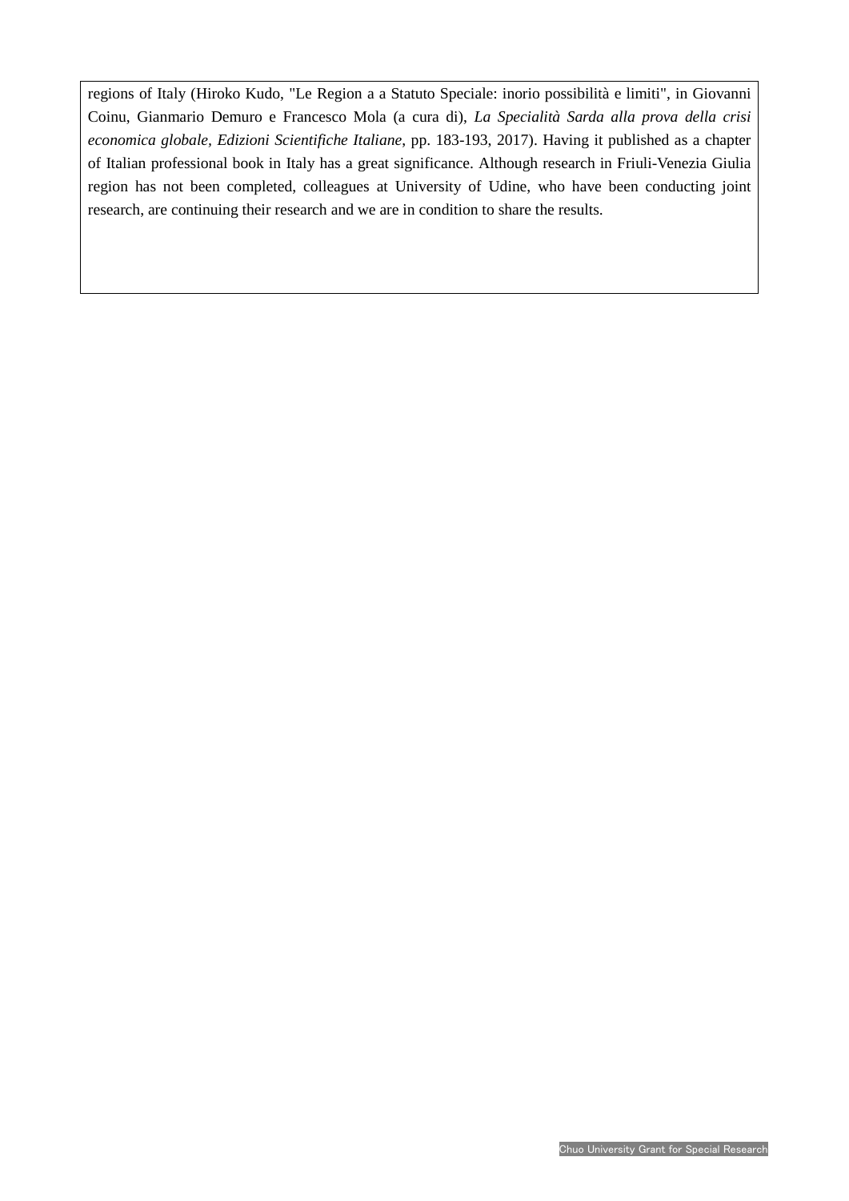regions of Italy (Hiroko Kudo, "Le Region a a Statuto Speciale: inorio possibilità e limiti", in Giovanni Coinu, Gianmario Demuro e Francesco Mola (a cura di), *La Specialità Sarda alla prova della crisi economica globale, Edizioni Scientifiche Italiane*, pp. 183-193, 2017). Having it published as a chapter of Italian professional book in Italy has a great significance. Although research in Friuli-Venezia Giulia region has not been completed, colleagues at University of Udine, who have been conducting joint research, are continuing their research and we are in condition to share the results.